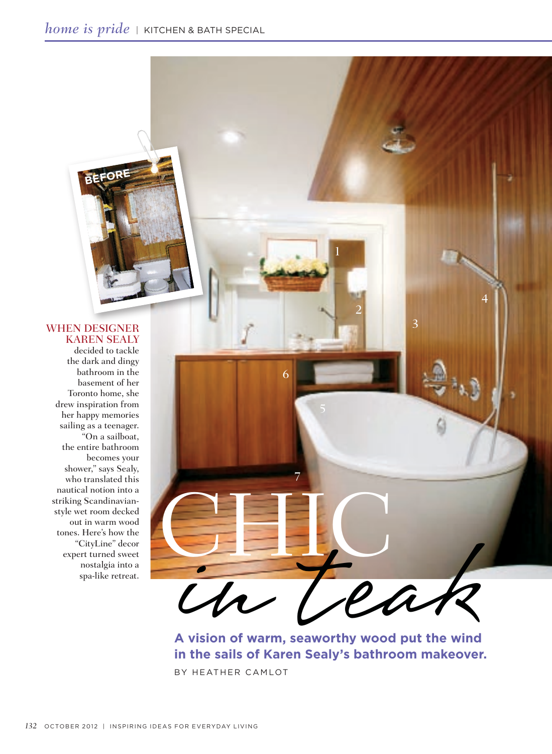# CHIC *in teak*

**A vision of warm, seaworthy wood put the wind in the sails of Karen Sealy's bathroom makeover.**

BY HEATHER CAMLOT

WHEN DESIGNER KAREN SEALY decided to tackle the dark and dingy bathroom in the basement of her Toronto home, she drew inspiration from her happy memories sailing as a teenager. "On a sailboat, the entire bathroom becomes your shower," says Sealy, who translated this nautical notion into a striking Scandinavian-style wet room decked out in warm wood tones. Here's how the "CityLine" decor expert turned sweet nostalgia into a spa-like retreat.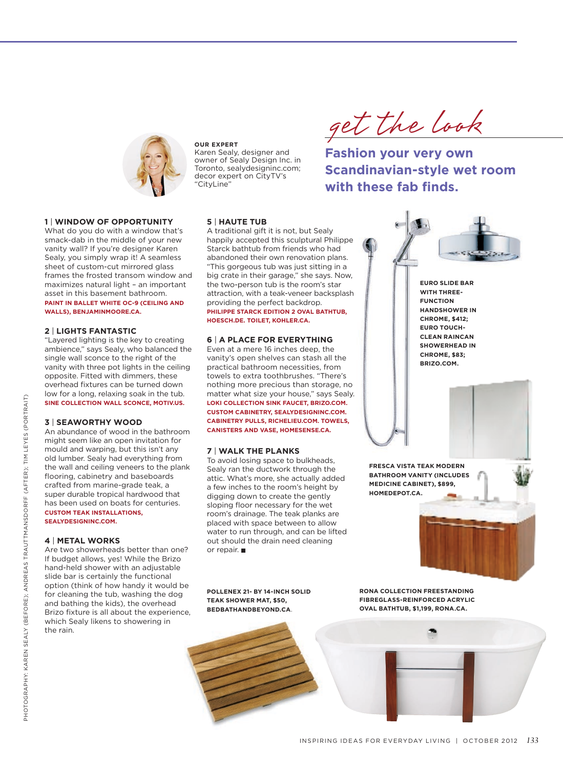**OUR EXPERT**
Karen Sealy, designer and owner of Sealy Design Inc. in Toronto, sealydesigninc.com; decor expert on CityTV's "CityLine"

## get the look

### Fashion your very own Scandinavian-style wet room with these fab finds.

### 1 | WINDOW OF OPPORTUNITY

What do you do with a window that's smack-dab in the middle of your new vanity wall? If you're designer Karen Sealy, you simply wrap it! A seamless sheet of custom-cut mirrored glass frames the frosted transom window and maximizes natural light – an important asset in this basement bathroom.
**PAINT IN BALLET WHITE OC-9 (CEILING AND WALLS), BENJAMINMOORE.CA.**

### 2 | LIGHTS FANTASTIC

"Layered lighting is the key to creating ambience," says Sealy, who balanced the single wall sconce to the right of the vanity with three pot lights in the ceiling opposite. Fitted with dimmers, these overhead fixtures can be turned down low for a long, relaxing soak in the tub.
**SINE COLLECTION WALL SCONCE, MOTIV.US.**

### 3 | SEAWORTHY WOOD

An abundance of wood in the bathroom might seem like an open invitation for mould and warping, but this isn't any old lumber. Sealy had everything from the wall and ceiling veneers to the plank flooring, cabinetry and baseboards crafted from marine-grade teak, a super durable tropical hardwood that has been used on boats for centuries.
**CUSTOM TEAK INSTALLATIONS, SEALYDESIGNINC.COM.**

### 4 | METAL WORKS

Are two showerheads better than one? If budget allows, yes! While the Brizo hand-held shower with an adjustable slide bar is certainly the functional option (think of how handy it would be for cleaning the tub, washing the dog and bathing the kids), the overhead Brizo fixture is all about the experience, which Sealy likens to showering in the rain.

### 5 | HAUTE TUB

A traditional gift it is not, but Sealy happily accepted this sculptural Philippe Starck bathtub from friends who had abandoned their own renovation plans. "This gorgeous tub was just sitting in a big crate in their garage," she says. Now, the two-person tub is the room's star attraction, with a teak-veneer backsplash providing the perfect backdrop.
**PHILIPPE STARCK EDITION 2 OVAL BATHTUB, HOESCH.DE. TOILET, KOHLER.CA.**

### 6 | A PLACE FOR EVERYTHING

Even at a mere 16 inches deep, the vanity's open shelves can stash all the practical bathroom necessities, from towels to extra toothbrushes. "There's nothing more precious than storage, no matter what size your house," says Sealy.
**LOKI COLLECTION SINK FAUCET, BRIZO.COM. CUSTOM CABINETRY, SEALYDESIGNINC.COM. CABINETRY PULLS, RICHELIEU.COM. TOWELS, CANISTERS AND VASE, HOMESENSE.CA.**

### 7 | WALK THE PLANKS

To avoid losing space to bulkheads, Sealy ran the ductwork through the attic. What's more, she actually added a few inches to the room's height by digging down to create the gently sloping floor necessary for the wet room's drainage. The teak planks are placed with space between to allow water to run through, and can be lifted out should the drain need cleaning or repair. ■

**EURO SLIDE BAR WITH THREE-FUNCTION HANDSHOWER IN CHROME, $412; EURO TOUCH-CLEAN RAINCAN SHOWERHEAD IN CHROME, $83; BRIZO.COM.**

**FRESCA VISTA TEAK MODERN BATHROOM VANITY (INCLUDES MEDICINE CABINET), $899, HOMEDEPOT.CA.**

**POLLENEX 21- BY 14-INCH SOLID TEAK SHOWER MAT, $50, BEDBATHANDBEYOND.CA.**

**RONA COLLECTION FREESTANDING FIBREGLASS-REINFORCED ACRYLIC OVAL BATHTUB, $1,199, RONA.CA.**

PHOTOGRAPHY: KAREN SEALY (BEFORE); ANDREAS TRAUTTMANSDORFF (AFTER); TIM LEYES (PORTRAIT)